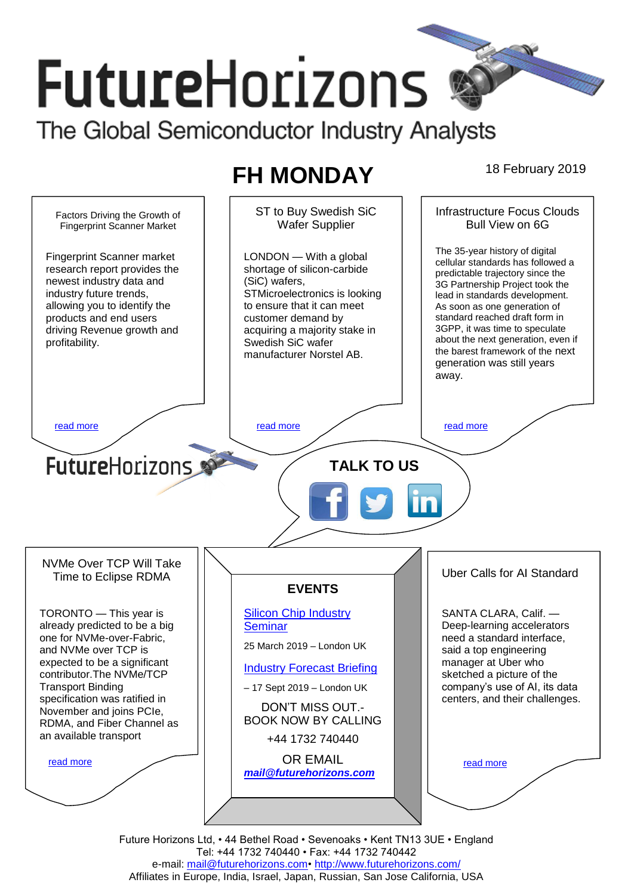# FutureHorizons

The Global Semiconductor Industry Analysts

## FH MONDAY

18 February 2019

### Factors Driving the Growth of Fingerprint Scanner Market

Fingerprint Scanner market research report provides the newest industry data and industry future trends, allowing you to identify the products and end users driving Revenue growth and profitability.

read more

### ST to Buy Swedish SiC Wafer Supplier

LONDON — With a global shortage of silicon-carbide (SiC) wafers, STMicroelectronics is looking to ensure that it can meet customer demand by acquiring a majority stake in Swedish SiC wafer manufacturer Norstel AB.

read more

### Infrastructure Focus Clouds Bull View on 6G

The 35-year history of digital cellular standards has followed a predictable trajectory since the 3G Partnership Project took the lead in standards development. As soon as one generation of standard reached draft form in 3GPP, it was time to speculate about the next generation, even if the barest framework of the next generation was still years away.

read more

FutureHorizons

**TALK TO US**

### NVMe Over TCP Will Take Time to Eclipse RDMA

TORONTO — This year is already predicted to be a big one for NVMe-over-Fabric, and NVMe over TCP is expected to be a significant contributor.The NVMe/TCP Transport Binding specification was ratified in November and joins PCIe, RDMA, and Fiber Channel as an available transport

read more

### EVENTS

Silicon Chip Industry Seminar

25 March 2019 – London UK

Industry Forecast Briefing

– 17 Sept 2019 – London UK

DON'T MISS OUT.- BOOK NOW BY CALLING

+44 1732 740440

OR EMAIL

***mail@futurehorizons.com***

### Uber Calls for AI Standard

SANTA CLARA, Calif. — Deep-learning accelerators need a standard interface, said a top engineering manager at Uber who sketched a picture of the company's use of AI, its data centers, and their challenges.

read more

Future Horizons Ltd, • 44 Bethel Road • Sevenoaks • Kent TN13 3UE • England
Tel: +44 1732 740440 • Fax: +44 1732 740442
e-mail: mail@futurehorizons.com• http://www.futurehorizons.com/
Affiliates in Europe, India, Israel, Japan, Russian, San Jose California, USA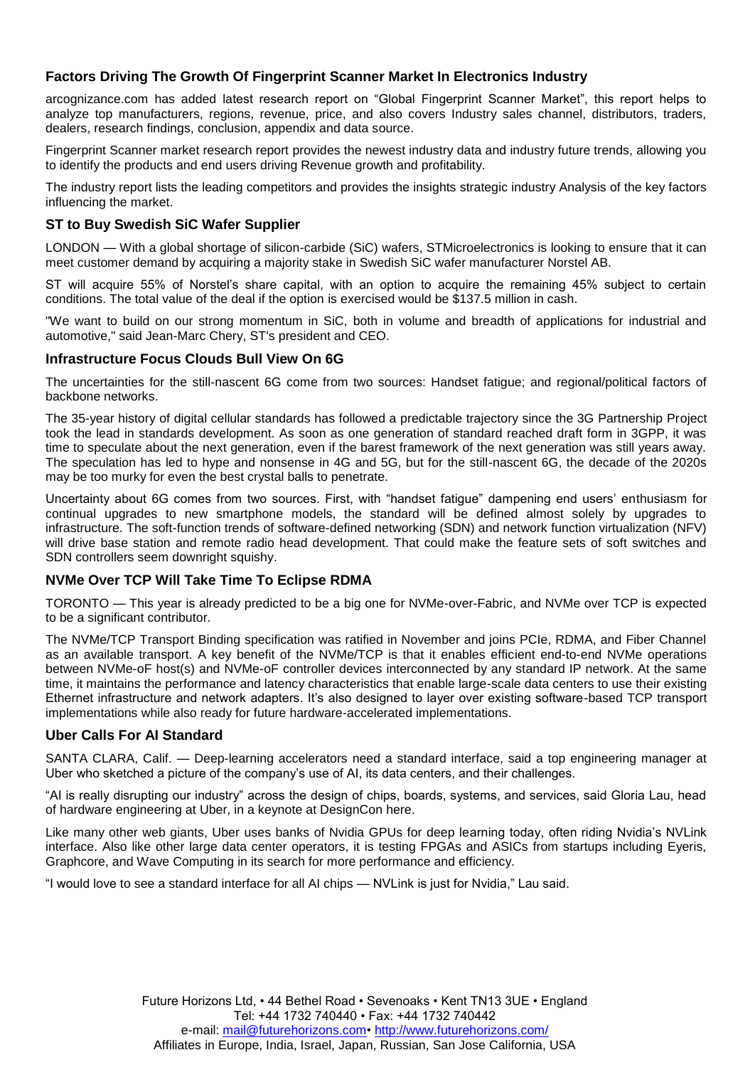### Factors Driving The Growth Of Fingerprint Scanner Market In Electronics Industry

arcognizance.com has added latest research report on “Global Fingerprint Scanner Market”, this report helps to analyze top manufacturers, regions, revenue, price, and also covers Industry sales channel, distributors, traders, dealers, research findings, conclusion, appendix and data source.

Fingerprint Scanner market research report provides the newest industry data and industry future trends, allowing you to identify the products and end users driving Revenue growth and profitability.

The industry report lists the leading competitors and provides the insights strategic industry Analysis of the key factors influencing the market.

### ST to Buy Swedish SiC Wafer Supplier

LONDON — With a global shortage of silicon-carbide (SiC) wafers, STMicroelectronics is looking to ensure that it can meet customer demand by acquiring a majority stake in Swedish SiC wafer manufacturer Norstel AB.

ST will acquire 55% of Norstel’s share capital, with an option to acquire the remaining 45% subject to certain conditions. The total value of the deal if the option is exercised would be $137.5 million in cash.

"We want to build on our strong momentum in SiC, both in volume and breadth of applications for industrial and automotive," said Jean-Marc Chery, ST's president and CEO.

### Infrastructure Focus Clouds Bull View On 6G

The uncertainties for the still-nascent 6G come from two sources: Handset fatigue; and regional/political factors of backbone networks.

The 35-year history of digital cellular standards has followed a predictable trajectory since the 3G Partnership Project took the lead in standards development. As soon as one generation of standard reached draft form in 3GPP, it was time to speculate about the next generation, even if the barest framework of the next generation was still years away. The speculation has led to hype and nonsense in 4G and 5G, but for the still-nascent 6G, the decade of the 2020s may be too murky for even the best crystal balls to penetrate.

Uncertainty about 6G comes from two sources. First, with “handset fatigue” dampening end users’ enthusiasm for continual upgrades to new smartphone models, the standard will be defined almost solely by upgrades to infrastructure. The soft-function trends of software-defined networking (SDN) and network function virtualization (NFV) will drive base station and remote radio head development. That could make the feature sets of soft switches and SDN controllers seem downright squishy.

### NVMe Over TCP Will Take Time To Eclipse RDMA

TORONTO — This year is already predicted to be a big one for NVMe-over-Fabric, and NVMe over TCP is expected to be a significant contributor.

The NVMe/TCP Transport Binding specification was ratified in November and joins PCIe, RDMA, and Fiber Channel as an available transport. A key benefit of the NVMe/TCP is that it enables efficient end-to-end NVMe operations between NVMe-oF host(s) and NVMe-oF controller devices interconnected by any standard IP network. At the same time, it maintains the performance and latency characteristics that enable large-scale data centers to use their existing Ethernet infrastructure and network adapters. It’s also designed to layer over existing software-based TCP transport implementations while also ready for future hardware-accelerated implementations.

### Uber Calls For AI Standard

SANTA CLARA, Calif. — Deep-learning accelerators need a standard interface, said a top engineering manager at Uber who sketched a picture of the company’s use of AI, its data centers, and their challenges.

“AI is really disrupting our industry” across the design of chips, boards, systems, and services, said Gloria Lau, head of hardware engineering at Uber, in a keynote at DesignCon here.

Like many other web giants, Uber uses banks of Nvidia GPUs for deep learning today, often riding Nvidia’s NVLink interface. Also like other large data center operators, it is testing FPGAs and ASICs from startups including Eyeris, Graphcore, and Wave Computing in its search for more performance and efficiency.

“I would love to see a standard interface for all AI chips — NVLink is just for Nvidia,” Lau said.